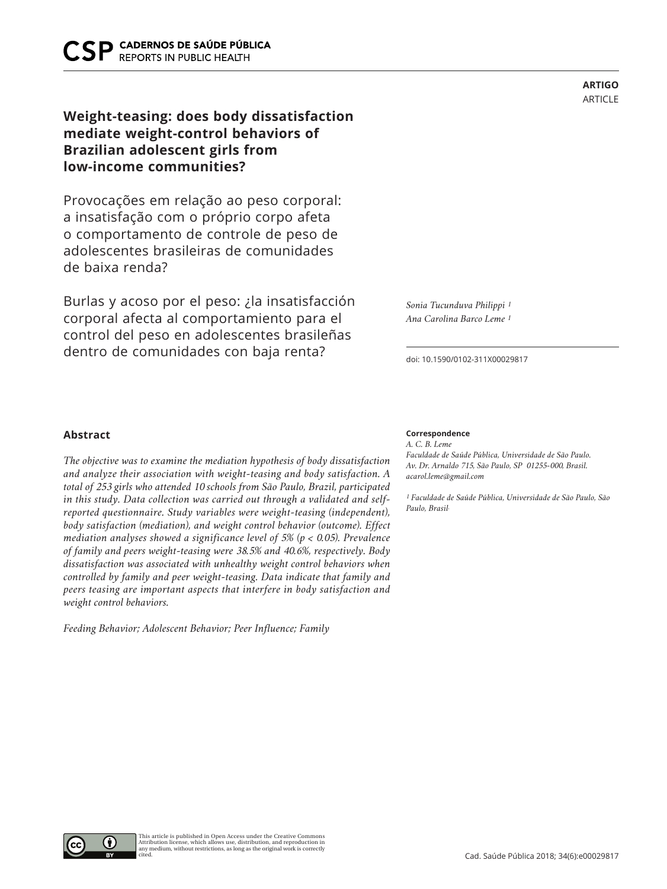**ARTIGO**
ARTICLE

# Weight-teasing: does body dissatisfaction mediate weight-control behaviors of Brazilian adolescent girls from low-income communities?

Provocações em relação ao peso corporal: a insatisfação com o próprio corpo afeta o comportamento de controle de peso de adolescentes brasileiras de comunidades de baixa renda?

Burlas y acoso por el peso: ¿la insatisfacción corporal afecta al comportamiento para el control del peso en adolescentes brasileñas dentro de comunidades con baja renta?

*Sonia Tucunduva Philippi* [1]
*Ana Carolina Barco Leme* [1]

doi: 10.1590/0102-311X00029817

## Abstract

*The objective was to examine the mediation hypothesis of body dissatisfaction and analyze their association with weight-teasing and body satisfaction. A total of 253 girls who attended 10 schools from São Paulo, Brazil, participated in this study. Data collection was carried out through a validated and self-reported questionnaire. Study variables were weight-teasing (independent), body satisfaction (mediation), and weight control behavior (outcome). Effect mediation analyses showed a significance level of 5% ($p < 0.05$). Prevalence of family and peers weight-teasing were 38.5% and 40.6%, respectively. Body dissatisfaction was associated with unhealthy weight control behaviors when controlled by family and peer weight-teasing. Data indicate that family and peers teasing are important aspects that interfere in body satisfaction and weight control behaviors.*

*Feeding Behavior; Adolescent Behavior; Peer Influence; Family*

**Correspondence**
*A. C. B. Leme*
*Faculdade de Saúde Pública, Universidade de São Paulo.*
*Av. Dr. Arnaldo 715, São Paulo, SP 01255-000, Brasil.*
*acarol.leme@gmail.com*

[1] *Faculdade de Saúde Pública, Universidade de São Paulo, São Paulo, Brasil.*

This article is published in Open Access under the Creative Commons Attribution license, which allows use, distribution, and reproduction in any medium, without restrictions, as long as the original work is correctly cited.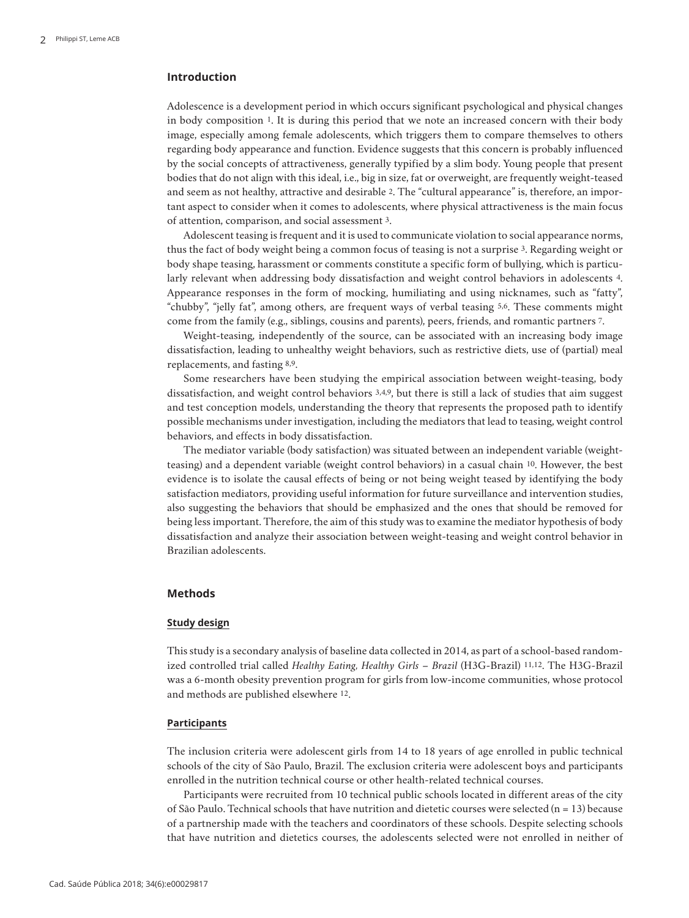## Introduction

Adolescence is a development period in which occurs significant psychological and physical changes in body composition [1]. It is during this period that we note an increased concern with their body image, especially among female adolescents, which triggers them to compare themselves to others regarding body appearance and function. Evidence suggests that this concern is probably influenced by the social concepts of attractiveness, generally typified by a slim body. Young people that present bodies that do not align with this ideal, i.e., big in size, fat or overweight, are frequently weight-teased and seem as not healthy, attractive and desirable [2]. The "cultural appearance" is, therefore, an important aspect to consider when it comes to adolescents, where physical attractiveness is the main focus of attention, comparison, and social assessment [3].

Adolescent teasing is frequent and it is used to communicate violation to social appearance norms, thus the fact of body weight being a common focus of teasing is not a surprise [3]. Regarding weight or body shape teasing, harassment or comments constitute a specific form of bullying, which is particularly relevant when addressing body dissatisfaction and weight control behaviors in adolescents [4]. Appearance responses in the form of mocking, humiliating and using nicknames, such as "fatty", "chubby", "jelly fat", among others, are frequent ways of verbal teasing [5,6]. These comments might come from the family (e.g., siblings, cousins and parents), peers, friends, and romantic partners [7].

Weight-teasing, independently of the source, can be associated with an increasing body image dissatisfaction, leading to unhealthy weight behaviors, such as restrictive diets, use of (partial) meal replacements, and fasting [8,9].

Some researchers have been studying the empirical association between weight-teasing, body dissatisfaction, and weight control behaviors [3,4,9], but there is still a lack of studies that aim suggest and test conception models, understanding the theory that represents the proposed path to identify possible mechanisms under investigation, including the mediators that lead to teasing, weight control behaviors, and effects in body dissatisfaction.

The mediator variable (body satisfaction) was situated between an independent variable (weight-teasing) and a dependent variable (weight control behaviors) in a casual chain [10]. However, the best evidence is to isolate the causal effects of being or not being weight teased by identifying the body satisfaction mediators, providing useful information for future surveillance and intervention studies, also suggesting the behaviors that should be emphasized and the ones that should be removed for being less important. Therefore, the aim of this study was to examine the mediator hypothesis of body dissatisfaction and analyze their association between weight-teasing and weight control behavior in Brazilian adolescents.

## Methods

### Study design

This study is a secondary analysis of baseline data collected in 2014, as part of a school-based randomized controlled trial called *Healthy Eating, Healthy Girls – Brazil* (H3G-Brazil) [11,12]. The H3G-Brazil was a 6-month obesity prevention program for girls from low-income communities, whose protocol and methods are published elsewhere [12].

### Participants

The inclusion criteria were adolescent girls from 14 to 18 years of age enrolled in public technical schools of the city of São Paulo, Brazil. The exclusion criteria were adolescent boys and participants enrolled in the nutrition technical course or other health-related technical courses.

Participants were recruited from 10 technical public schools located in different areas of the city of São Paulo. Technical schools that have nutrition and dietetic courses were selected (n = 13) because of a partnership made with the teachers and coordinators of these schools. Despite selecting schools that have nutrition and dietetics courses, the adolescents selected were not enrolled in neither of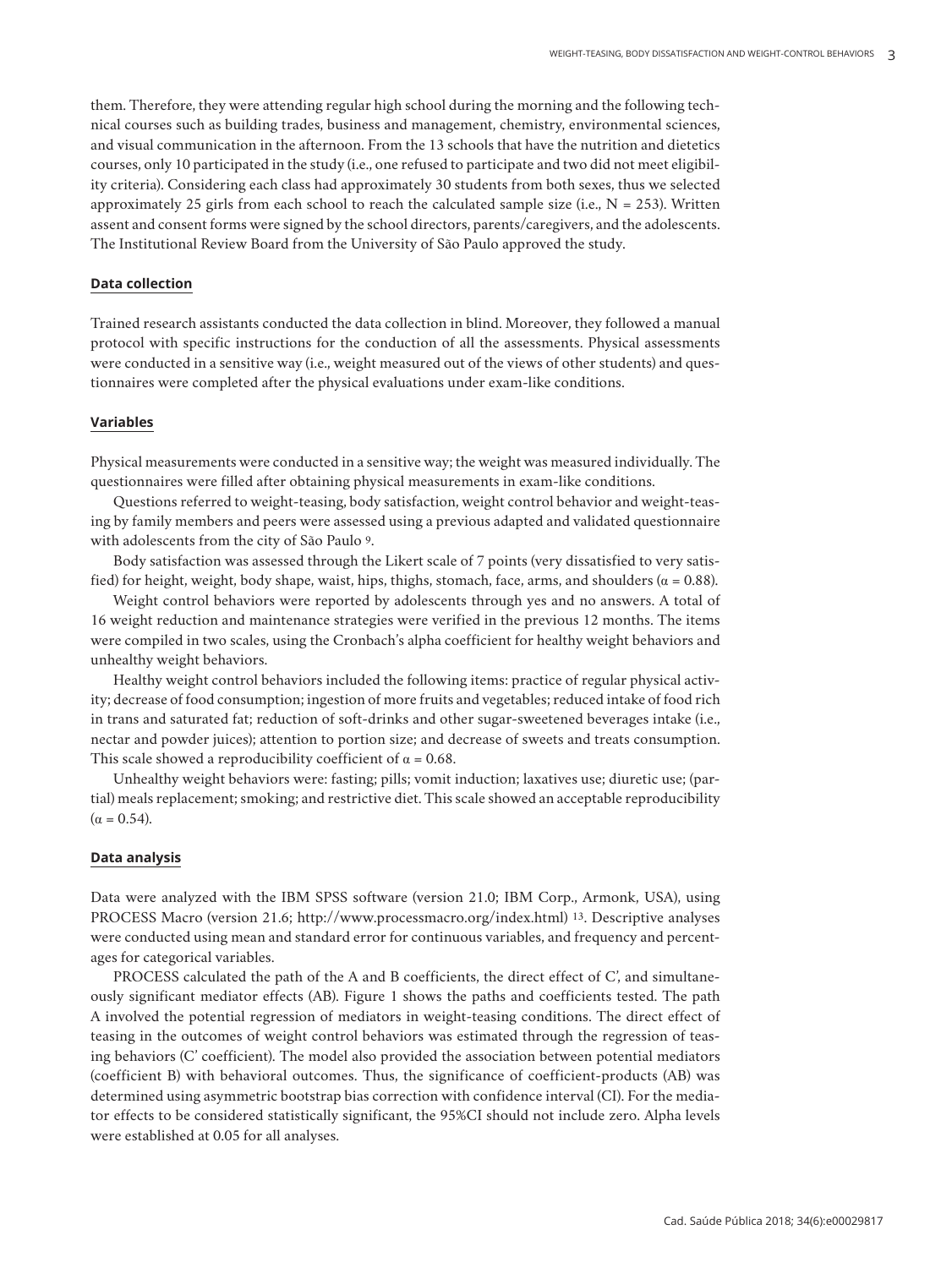them. Therefore, they were attending regular high school during the morning and the following technical courses such as building trades, business and management, chemistry, environmental sciences, and visual communication in the afternoon. From the 13 schools that have the nutrition and dietetics courses, only 10 participated in the study (i.e., one refused to participate and two did not meet eligibility criteria). Considering each class had approximately 30 students from both sexes, thus we selected approximately 25 girls from each school to reach the calculated sample size (i.e., N = 253). Written assent and consent forms were signed by the school directors, parents/caregivers, and the adolescents. The Institutional Review Board from the University of São Paulo approved the study.

## Data collection

Trained research assistants conducted the data collection in blind. Moreover, they followed a manual protocol with specific instructions for the conduction of all the assessments. Physical assessments were conducted in a sensitive way (i.e., weight measured out of the views of other students) and questionnaires were completed after the physical evaluations under exam-like conditions.

## Variables

Physical measurements were conducted in a sensitive way; the weight was measured individually. The questionnaires were filled after obtaining physical measurements in exam-like conditions.

Questions referred to weight-teasing, body satisfaction, weight control behavior and weight-teasing by family members and peers were assessed using a previous adapted and validated questionnaire with adolescents from the city of São Paulo [9].

Body satisfaction was assessed through the Likert scale of 7 points (very dissatisfied to very satisfied) for height, weight, body shape, waist, hips, thighs, stomach, face, arms, and shoulders ($\alpha = 0.88$).

Weight control behaviors were reported by adolescents through yes and no answers. A total of 16 weight reduction and maintenance strategies were verified in the previous 12 months. The items were compiled in two scales, using the Cronbach's alpha coefficient for healthy weight behaviors and unhealthy weight behaviors.

Healthy weight control behaviors included the following items: practice of regular physical activity; decrease of food consumption; ingestion of more fruits and vegetables; reduced intake of food rich in trans and saturated fat; reduction of soft-drinks and other sugar-sweetened beverages intake (i.e., nectar and powder juices); attention to portion size; and decrease of sweets and treats consumption. This scale showed a reproducibility coefficient of $\alpha = 0.68$.

Unhealthy weight behaviors were: fasting; pills; vomit induction; laxatives use; diuretic use; (partial) meals replacement; smoking; and restrictive diet. This scale showed an acceptable reproducibility ($\alpha = 0.54$).

## Data analysis

Data were analyzed with the IBM SPSS software (version 21.0; IBM Corp., Armonk, USA), using PROCESS Macro (version 21.6; http://www.processmacro.org/index.html) [13]. Descriptive analyses were conducted using mean and standard error for continuous variables, and frequency and percentages for categorical variables.

PROCESS calculated the path of the A and B coefficients, the direct effect of C', and simultaneously significant mediator effects (AB). Figure 1 shows the paths and coefficients tested. The path A involved the potential regression of mediators in weight-teasing conditions. The direct effect of teasing in the outcomes of weight control behaviors was estimated through the regression of teasing behaviors (C' coefficient). The model also provided the association between potential mediators (coefficient B) with behavioral outcomes. Thus, the significance of coefficient-products (AB) was determined using asymmetric bootstrap bias correction with confidence interval (CI). For the mediator effects to be considered statistically significant, the 95%CI should not include zero. Alpha levels were established at 0.05 for all analyses.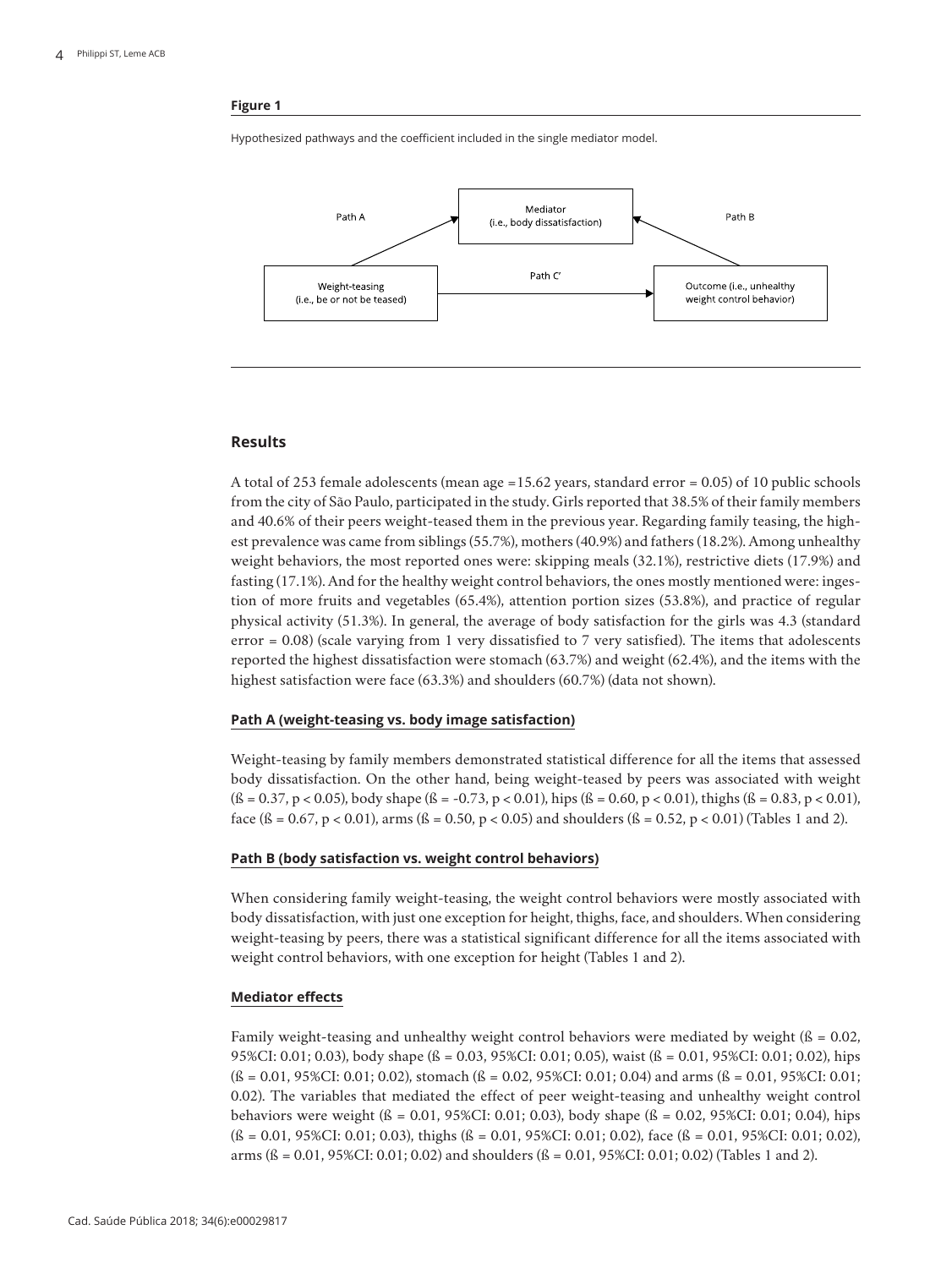**Figure 1**

Hypothesized pathways and the coefficient included in the single mediator model.

## Results

A total of 253 female adolescents (mean age =15.62 years, standard error = 0.05) of 10 public schools from the city of São Paulo, participated in the study. Girls reported that 38.5% of their family members and 40.6% of their peers weight-teased them in the previous year. Regarding family teasing, the highest prevalence was came from siblings (55.7%), mothers (40.9%) and fathers (18.2%). Among unhealthy weight behaviors, the most reported ones were: skipping meals (32.1%), restrictive diets (17.9%) and fasting (17.1%). And for the healthy weight control behaviors, the ones mostly mentioned were: ingestion of more fruits and vegetables (65.4%), attention portion sizes (53.8%), and practice of regular physical activity (51.3%). In general, the average of body satisfaction for the girls was 4.3 (standard error = 0.08) (scale varying from 1 very dissatisfied to 7 very satisfied). The items that adolescents reported the highest dissatisfaction were stomach (63.7%) and weight (62.4%), and the items with the highest satisfaction were face (63.3%) and shoulders (60.7%) (data not shown).

### Path A (weight-teasing vs. body image satisfaction)

Weight-teasing by family members demonstrated statistical difference for all the items that assessed body dissatisfaction. On the other hand, being weight-teased by peers was associated with weight (ß = 0.37, $p < 0.05$), body shape (ß = -0.73, $p < 0.01$), hips (ß = 0.60, $p < 0.01$), thighs (ß = 0.83, $p < 0.01$), face (ß = 0.67, $p < 0.01$), arms (ß = 0.50, $p < 0.05$) and shoulders (ß = 0.52, $p < 0.01$) (Tables 1 and 2).

### Path B (body satisfaction vs. weight control behaviors)

When considering family weight-teasing, the weight control behaviors were mostly associated with body dissatisfaction, with just one exception for height, thighs, face, and shoulders. When considering weight-teasing by peers, there was a statistical significant difference for all the items associated with weight control behaviors, with one exception for height (Tables 1 and 2).

### Mediator effects

Family weight-teasing and unhealthy weight control behaviors were mediated by weight (ß = 0.02, 95%CI: 0.01; 0.03), body shape (ß = 0.03, 95%CI: 0.01; 0.05), waist (ß = 0.01, 95%CI: 0.01; 0.02), hips (ß = 0.01, 95%CI: 0.01; 0.02), stomach (ß = 0.02, 95%CI: 0.01; 0.04) and arms (ß = 0.01, 95%CI: 0.01; 0.02). The variables that mediated the effect of peer weight-teasing and unhealthy weight control behaviors were weight (ß = 0.01, 95%CI: 0.01; 0.03), body shape (ß = 0.02, 95%CI: 0.01; 0.04), hips (ß = 0.01, 95%CI: 0.01; 0.03), thighs (ß = 0.01, 95%CI: 0.01; 0.02), face (ß = 0.01, 95%CI: 0.01; 0.02), arms (ß = 0.01, 95%CI: 0.01; 0.02) and shoulders (ß = 0.01, 95%CI: 0.01; 0.02) (Tables 1 and 2).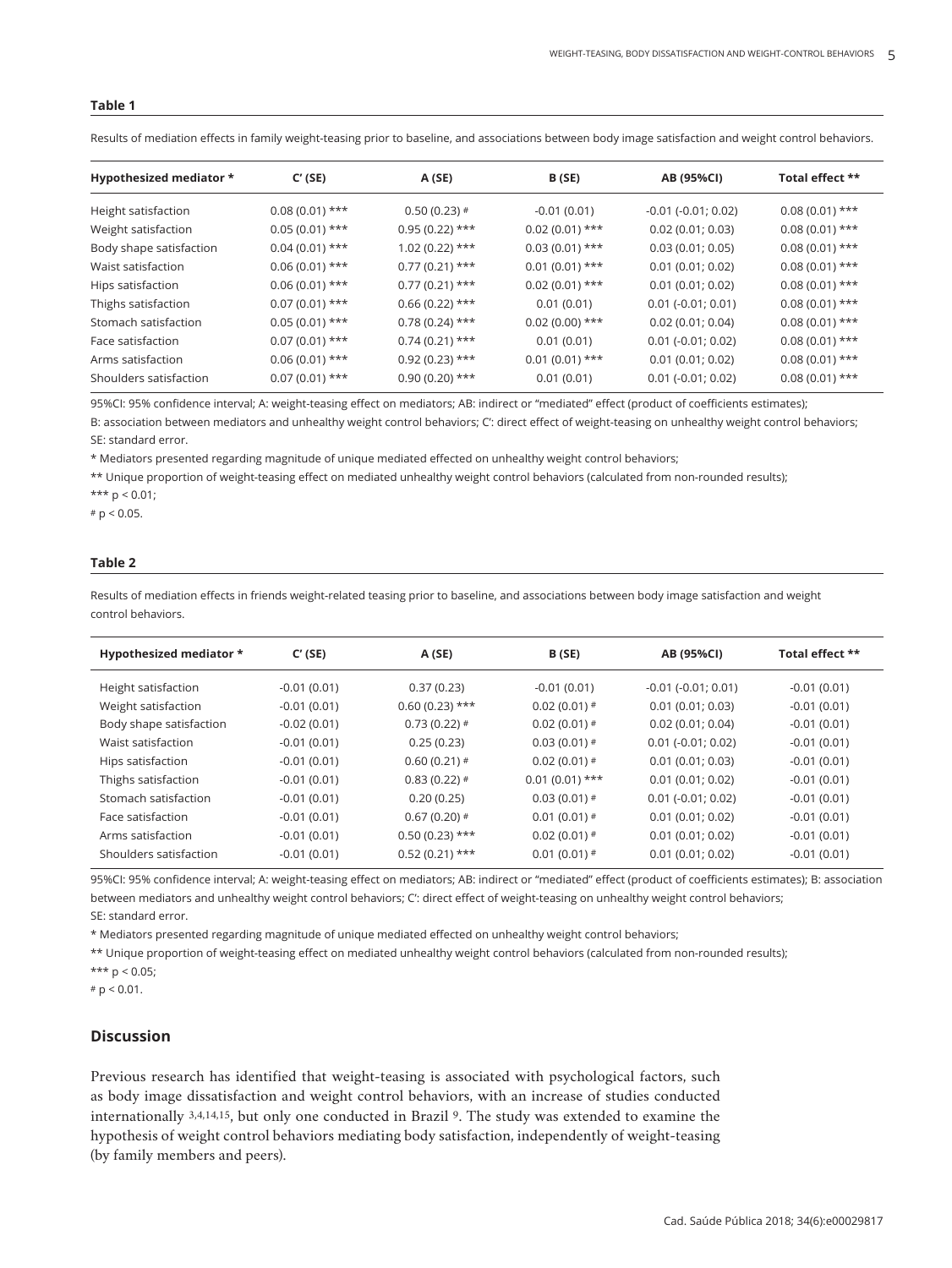**Table 1**

Results of mediation effects in family weight-teasing prior to baseline, and associations between body image satisfaction and weight control behaviors.

| Hypothesized mediator * | C' (SE) | A (SE) | B (SE) | AB (95%CI) | Total effect ** |
|---|---|---|---|---|---|
| Height satisfaction | 0.08 (0.01) *** | 0.50 (0.23) # | -0.01 (0.01) | -0.01 (-0.01; 0.02) | 0.08 (0.01) *** |
| Weight satisfaction | 0.05 (0.01) *** | 0.95 (0.22) *** | 0.02 (0.01) *** | 0.02 (0.01; 0.03) | 0.08 (0.01) *** |
| Body shape satisfaction | 0.04 (0.01) *** | 1.02 (0.22) *** | 0.03 (0.01) *** | 0.03 (0.01; 0.05) | 0.08 (0.01) *** |
| Waist satisfaction | 0.06 (0.01) *** | 0.77 (0.21) *** | 0.01 (0.01) *** | 0.01 (0.01; 0.02) | 0.08 (0.01) *** |
| Hips satisfaction | 0.06 (0.01) *** | 0.77 (0.21) *** | 0.02 (0.01) *** | 0.01 (0.01; 0.02) | 0.08 (0.01) *** |
| Thighs satisfaction | 0.07 (0.01) *** | 0.66 (0.22) *** | 0.01 (0.01) | 0.01 (-0.01; 0.01) | 0.08 (0.01) *** |
| Stomach satisfaction | 0.05 (0.01) *** | 0.78 (0.24) *** | 0.02 (0.00) *** | 0.02 (0.01; 0.04) | 0.08 (0.01) *** |
| Face satisfaction | 0.07 (0.01) *** | 0.74 (0.21) *** | 0.01 (0.01) | 0.01 (-0.01; 0.02) | 0.08 (0.01) *** |
| Arms satisfaction | 0.06 (0.01) *** | 0.92 (0.23) *** | 0.01 (0.01) *** | 0.01 (0.01; 0.02) | 0.08 (0.01) *** |
| Shoulders satisfaction | 0.07 (0.01) *** | 0.90 (0.20) *** | 0.01 (0.01) | 0.01 (-0.01; 0.02) | 0.08 (0.01) *** |

95%CI: 95% confidence interval; A: weight-teasing effect on mediators; AB: indirect or "mediated" effect (product of coefficients estimates); B: association between mediators and unhealthy weight control behaviors; C': direct effect of weight-teasing on unhealthy weight control behaviors; SE: standard error.

\* Mediators presented regarding magnitude of unique mediated effected on unhealthy weight control behaviors;

\*\* Unique proportion of weight-teasing effect on mediated unhealthy weight control behaviors (calculated from non-rounded results);

\*\*\* $p < 0.01$;

\# $p < 0.05$.

**Table 2**

Results of mediation effects in friends weight-related teasing prior to baseline, and associations between body image satisfaction and weight control behaviors.

| Hypothesized mediator * | C' (SE) | A (SE) | B (SE) | AB (95%CI) | Total effect ** |
|---|---|---|---|---|---|
| Height satisfaction | -0.01 (0.01) | 0.37 (0.23) | -0.01 (0.01) | -0.01 (-0.01; 0.01) | -0.01 (0.01) |
| Weight satisfaction | -0.01 (0.01) | 0.60 (0.23) *** | 0.02 (0.01) # | 0.01 (0.01; 0.03) | -0.01 (0.01) |
| Body shape satisfaction | -0.02 (0.01) | 0.73 (0.22) # | 0.02 (0.01) # | 0.02 (0.01; 0.04) | -0.01 (0.01) |
| Waist satisfaction | -0.01 (0.01) | 0.25 (0.23) | 0.03 (0.01) # | 0.01 (-0.01; 0.02) | -0.01 (0.01) |
| Hips satisfaction | -0.01 (0.01) | 0.60 (0.21) # | 0.02 (0.01) # | 0.01 (0.01; 0.03) | -0.01 (0.01) |
| Thighs satisfaction | -0.01 (0.01) | 0.83 (0.22) # | 0.01 (0.01) *** | 0.01 (0.01; 0.02) | -0.01 (0.01) |
| Stomach satisfaction | -0.01 (0.01) | 0.20 (0.25) | 0.03 (0.01) # | 0.01 (-0.01; 0.02) | -0.01 (0.01) |
| Face satisfaction | -0.01 (0.01) | 0.67 (0.20) # | 0.01 (0.01) # | 0.01 (0.01; 0.02) | -0.01 (0.01) |
| Arms satisfaction | -0.01 (0.01) | 0.50 (0.23) *** | 0.02 (0.01) # | 0.01 (0.01; 0.02) | -0.01 (0.01) |
| Shoulders satisfaction | -0.01 (0.01) | 0.52 (0.21) *** | 0.01 (0.01) # | 0.01 (0.01; 0.02) | -0.01 (0.01) |

95%CI: 95% confidence interval; A: weight-teasing effect on mediators; AB: indirect or "mediated" effect (product of coefficients estimates); B: association between mediators and unhealthy weight control behaviors; C': direct effect of weight-teasing on unhealthy weight control behaviors; SE: standard error.

\* Mediators presented regarding magnitude of unique mediated effected on unhealthy weight control behaviors;

\*\* Unique proportion of weight-teasing effect on mediated unhealthy weight control behaviors (calculated from non-rounded results);

\*\*\* $p < 0.05$;

\# $p < 0.01$.

## Discussion

Previous research has identified that weight-teasing is associated with psychological factors, such as body image dissatisfaction and weight control behaviors, with an increase of studies conducted internationally [3,4,14,15], but only one conducted in Brazil [9]. The study was extended to examine the hypothesis of weight control behaviors mediating body satisfaction, independently of weight-teasing (by family members and peers).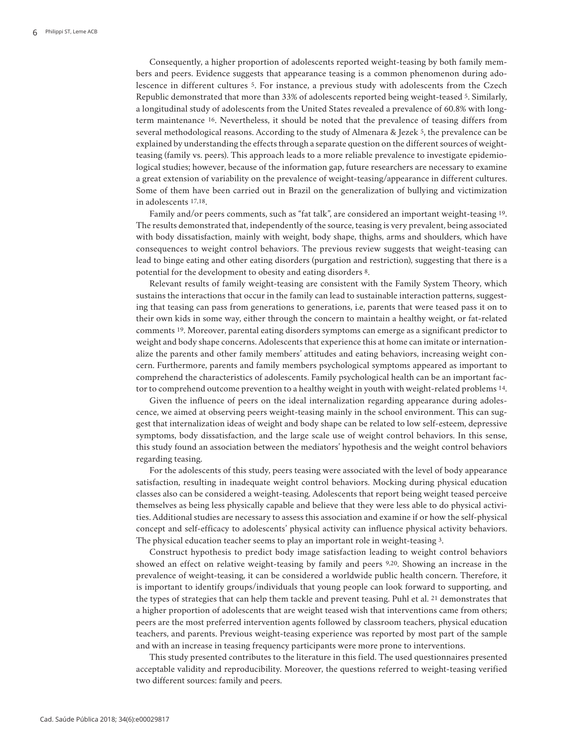Consequently, a higher proportion of adolescents reported weight-teasing by both family members and peers. Evidence suggests that appearance teasing is a common phenomenon during adolescence in different cultures [5]. For instance, a previous study with adolescents from the Czech Republic demonstrated that more than 33% of adolescents reported being weight-teased [5]. Similarly, a longitudinal study of adolescents from the United States revealed a prevalence of 60.8% with long-term maintenance [16]. Nevertheless, it should be noted that the prevalence of teasing differs from several methodological reasons. According to the study of Almenara & Jezek [5], the prevalence can be explained by understanding the effects through a separate question on the different sources of weight-teasing (family vs. peers). This approach leads to a more reliable prevalence to investigate epidemiological studies; however, because of the information gap, future researchers are necessary to examine a great extension of variability on the prevalence of weight-teasing/appearance in different cultures. Some of them have been carried out in Brazil on the generalization of bullying and victimization in adolescents [17,18].

Family and/or peers comments, such as "fat talk", are considered an important weight-teasing [19]. The results demonstrated that, independently of the source, teasing is very prevalent, being associated with body dissatisfaction, mainly with weight, body shape, thighs, arms and shoulders, which have consequences to weight control behaviors. The previous review suggests that weight-teasing can lead to binge eating and other eating disorders (purgation and restriction), suggesting that there is a potential for the development to obesity and eating disorders [8].

Relevant results of family weight-teasing are consistent with the Family System Theory, which sustains the interactions that occur in the family can lead to sustainable interaction patterns, suggesting that teasing can pass from generations to generations, i.e, parents that were teased pass it on to their own kids in some way, either through the concern to maintain a healthy weight, or fat-related comments [19]. Moreover, parental eating disorders symptoms can emerge as a significant predictor to weight and body shape concerns. Adolescents that experience this at home can imitate or internationalize the parents and other family members' attitudes and eating behaviors, increasing weight concern. Furthermore, parents and family members psychological symptoms appeared as important to comprehend the characteristics of adolescents. Family psychological health can be an important factor to comprehend outcome prevention to a healthy weight in youth with weight-related problems [14].

Given the influence of peers on the ideal internalization regarding appearance during adolescence, we aimed at observing peers weight-teasing mainly in the school environment. This can suggest that internalization ideas of weight and body shape can be related to low self-esteem, depressive symptoms, body dissatisfaction, and the large scale use of weight control behaviors. In this sense, this study found an association between the mediators' hypothesis and the weight control behaviors regarding teasing.

For the adolescents of this study, peers teasing were associated with the level of body appearance satisfaction, resulting in inadequate weight control behaviors. Mocking during physical education classes also can be considered a weight-teasing. Adolescents that report being weight teased perceive themselves as being less physically capable and believe that they were less able to do physical activities. Additional studies are necessary to assess this association and examine if or how the self-physical concept and self-efficacy to adolescents' physical activity can influence physical activity behaviors. The physical education teacher seems to play an important role in weight-teasing [3].

Construct hypothesis to predict body image satisfaction leading to weight control behaviors showed an effect on relative weight-teasing by family and peers [9,20]. Showing an increase in the prevalence of weight-teasing, it can be considered a worldwide public health concern. Therefore, it is important to identify groups/individuals that young people can look forward to supporting, and the types of strategies that can help them tackle and prevent teasing. Puhl et al. [21] demonstrates that a higher proportion of adolescents that are weight teased wish that interventions came from others; peers are the most preferred intervention agents followed by classroom teachers, physical education teachers, and parents. Previous weight-teasing experience was reported by most part of the sample and with an increase in teasing frequency participants were more prone to interventions.

This study presented contributes to the literature in this field. The used questionnaires presented acceptable validity and reproducibility. Moreover, the questions referred to weight-teasing verified two different sources: family and peers.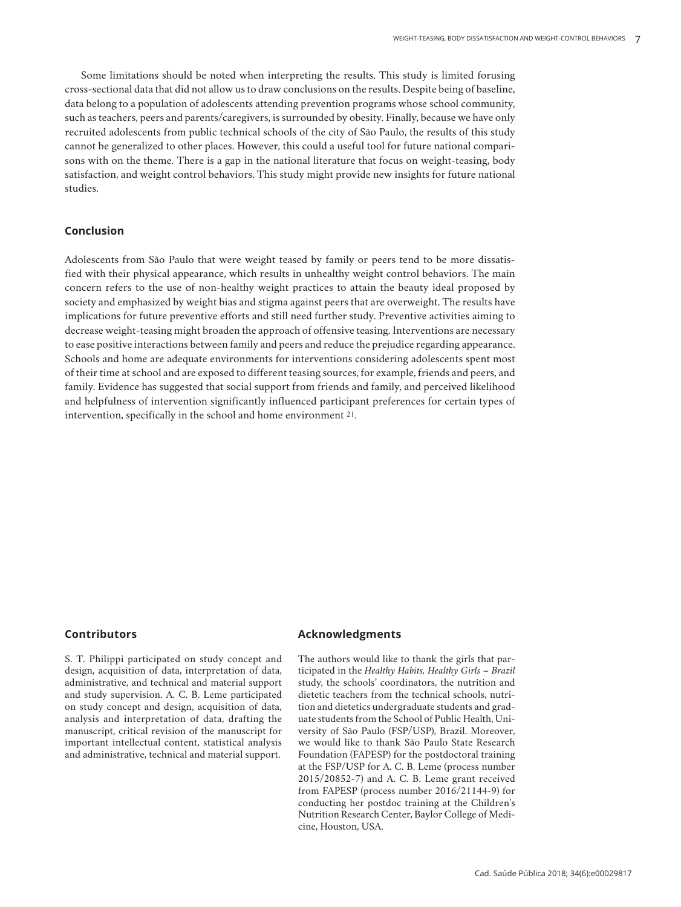Some limitations should be noted when interpreting the results. This study is limited forusing cross-sectional data that did not allow us to draw conclusions on the results. Despite being of baseline, data belong to a population of adolescents attending prevention programs whose school community, such as teachers, peers and parents/caregivers, is surrounded by obesity. Finally, because we have only recruited adolescents from public technical schools of the city of São Paulo, the results of this study cannot be generalized to other places. However, this could a useful tool for future national comparisons with on the theme. There is a gap in the national literature that focus on weight-teasing, body satisfaction, and weight control behaviors. This study might provide new insights for future national studies.

## Conclusion

Adolescents from São Paulo that were weight teased by family or peers tend to be more dissatisfied with their physical appearance, which results in unhealthy weight control behaviors. The main concern refers to the use of non-healthy weight practices to attain the beauty ideal proposed by society and emphasized by weight bias and stigma against peers that are overweight. The results have implications for future preventive efforts and still need further study. Preventive activities aiming to decrease weight-teasing might broaden the approach of offensive teasing. Interventions are necessary to ease positive interactions between family and peers and reduce the prejudice regarding appearance. Schools and home are adequate environments for interventions considering adolescents spent most of their time at school and are exposed to different teasing sources, for example, friends and peers, and family. Evidence has suggested that social support from friends and family, and perceived likelihood and helpfulness of intervention significantly influenced participant preferences for certain types of intervention, specifically in the school and home environment [21].

## Contributors

S. T. Philippi participated on study concept and design, acquisition of data, interpretation of data, administrative, and technical and material support and study supervision. A. C. B. Leme participated on study concept and design, acquisition of data, analysis and interpretation of data, drafting the manuscript, critical revision of the manuscript for important intellectual content, statistical analysis and administrative, technical and material support.

## Acknowledgments

The authors would like to thank the girls that participated in the *Healthy Habits, Healthy Girls – Brazil* study, the schools' coordinators, the nutrition and dietetic teachers from the technical schools, nutrition and dietetics undergraduate students and graduate students from the School of Public Health, University of São Paulo (FSP/USP), Brazil. Moreover, we would like to thank São Paulo State Research Foundation (FAPESP) for the postdoctoral training at the FSP/USP for A. C. B. Leme (process number 2015/20852-7) and A. C. B. Leme grant received from FAPESP (process number 2016/21144-9) for conducting her postdoc training at the Children's Nutrition Research Center, Baylor College of Medicine, Houston, USA.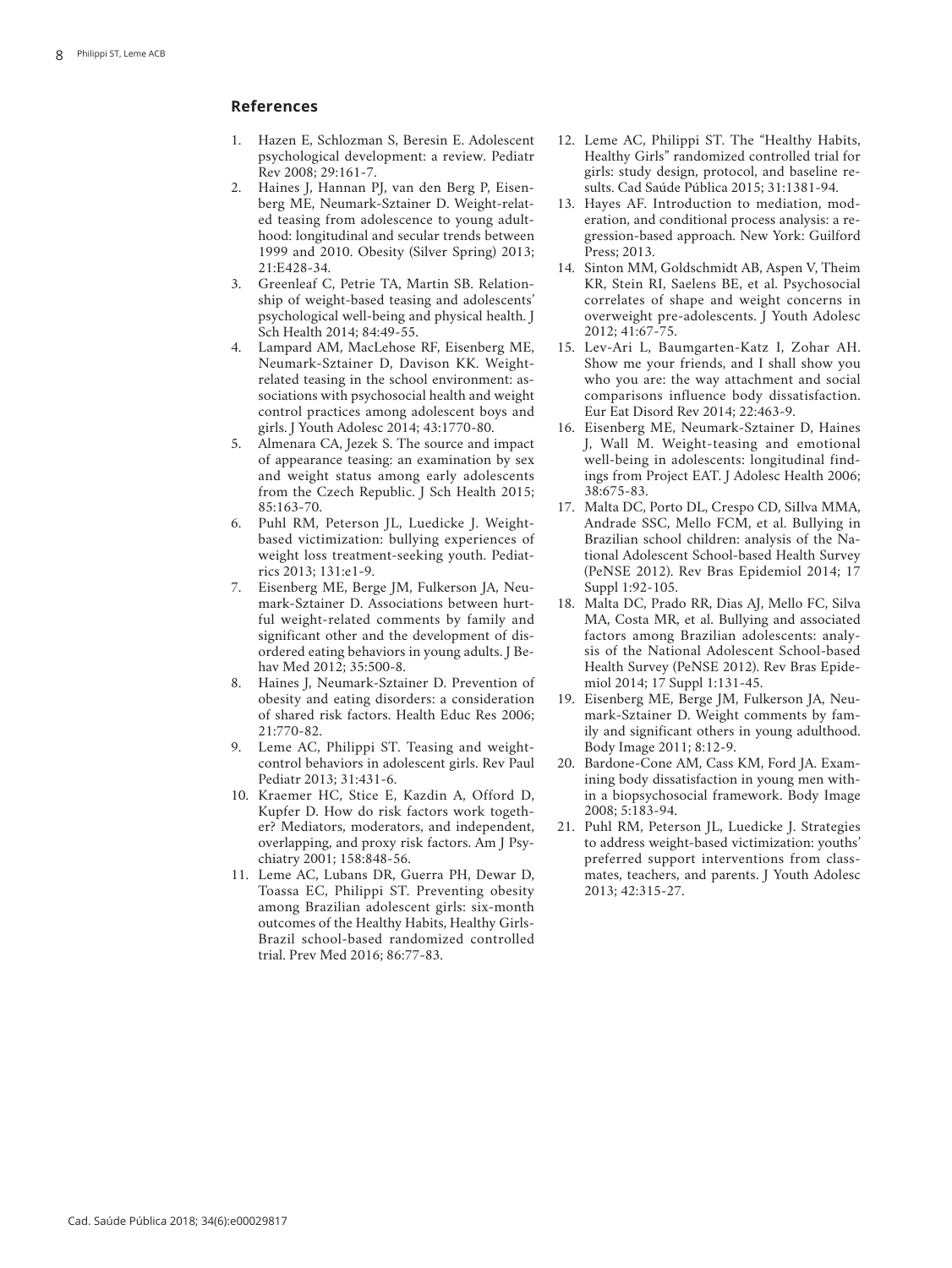## References

1. Hazen E, Schlozman S, Beresin E. Adolescent psychological development: a review. Pediatr Rev 2008; 29:161-7.
2. Haines J, Hannan PJ, van den Berg P, Eisenberg ME, Neumark-Sztainer D. Weight-related teasing from adolescence to young adulthood: longitudinal and secular trends between 1999 and 2010. Obesity (Silver Spring) 2013; 21:E428-34.
3. Greenleaf C, Petrie TA, Martin SB. Relationship of weight-based teasing and adolescents' psychological well-being and physical health. J Sch Health 2014; 84:49-55.
4. Lampard AM, MacLehose RF, Eisenberg ME, Neumark-Sztainer D, Davison KK. Weight-related teasing in the school environment: associations with psychosocial health and weight control practices among adolescent boys and girls. J Youth Adolesc 2014; 43:1770-80.
5. Almenara CA, Jezek S. The source and impact of appearance teasing: an examination by sex and weight status among early adolescents from the Czech Republic. J Sch Health 2015; 85:163-70.
6. Puhl RM, Peterson JL, Luedicke J. Weight-based victimization: bullying experiences of weight loss treatment-seeking youth. Pediatrics 2013; 131:e1-9.
7. Eisenberg ME, Berge JM, Fulkerson JA, Neumark-Sztainer D. Associations between hurtful weight-related comments by family and significant other and the development of disordered eating behaviors in young adults. J Behav Med 2012; 35:500-8.
8. Haines J, Neumark-Sztainer D. Prevention of obesity and eating disorders: a consideration of shared risk factors. Health Educ Res 2006; 21:770-82.
9. Leme AC, Philippi ST. Teasing and weight-control behaviors in adolescent girls. Rev Paul Pediatr 2013; 31:431-6.
10. Kraemer HC, Stice E, Kazdin A, Offord D, Kupfer D. How do risk factors work together? Mediators, moderators, and independent, overlapping, and proxy risk factors. Am J Psychiatry 2001; 158:848-56.
11. Leme AC, Lubans DR, Guerra PH, Dewar D, Toassa EC, Philippi ST. Preventing obesity among Brazilian adolescent girls: six-month outcomes of the Healthy Habits, Healthy Girls-Brazil school-based randomized controlled trial. Prev Med 2016; 86:77-83.
12. Leme AC, Philippi ST. The "Healthy Habits, Healthy Girls" randomized controlled trial for girls: study design, protocol, and baseline results. Cad Saúde Pública 2015; 31:1381-94.
13. Hayes AF. Introduction to mediation, moderation, and conditional process analysis: a regression-based approach. New York: Guilford Press; 2013.
14. Sinton MM, Goldschmidt AB, Aspen V, Theim KR, Stein RI, Saelens BE, et al. Psychosocial correlates of shape and weight concerns in overweight pre-adolescents. J Youth Adolesc 2012; 41:67-75.
15. Lev-Ari L, Baumgarten-Katz I, Zohar AH. Show me your friends, and I shall show you who you are: the way attachment and social comparisons influence body dissatisfaction. Eur Eat Disord Rev 2014; 22:463-9.
16. Eisenberg ME, Neumark-Sztainer D, Haines J, Wall M. Weight-teasing and emotional well-being in adolescents: longitudinal findings from Project EAT. J Adolesc Health 2006; 38:675-83.
17. Malta DC, Porto DL, Crespo CD, SiIlva MMA, Andrade SSC, Mello FCM, et al. Bullying in Brazilian school children: analysis of the National Adolescent School-based Health Survey (PeNSE 2012). Rev Bras Epidemiol 2014; 17 Suppl 1:92-105.
18. Malta DC, Prado RR, Dias AJ, Mello FC, Silva MA, Costa MR, et al. Bullying and associated factors among Brazilian adolescents: analysis of the National Adolescent School-based Health Survey (PeNSE 2012). Rev Bras Epidemiol 2014; 17 Suppl 1:131-45.
19. Eisenberg ME, Berge JM, Fulkerson JA, Neumark-Sztainer D. Weight comments by family and significant others in young adulthood. Body Image 2011; 8:12-9.
20. Bardone-Cone AM, Cass KM, Ford JA. Examining body dissatisfaction in young men within a biopsychosocial framework. Body Image 2008; 5:183-94.
21. Puhl RM, Peterson JL, Luedicke J. Strategies to address weight-based victimization: youths' preferred support interventions from classmates, teachers, and parents. J Youth Adolesc 2013; 42:315-27.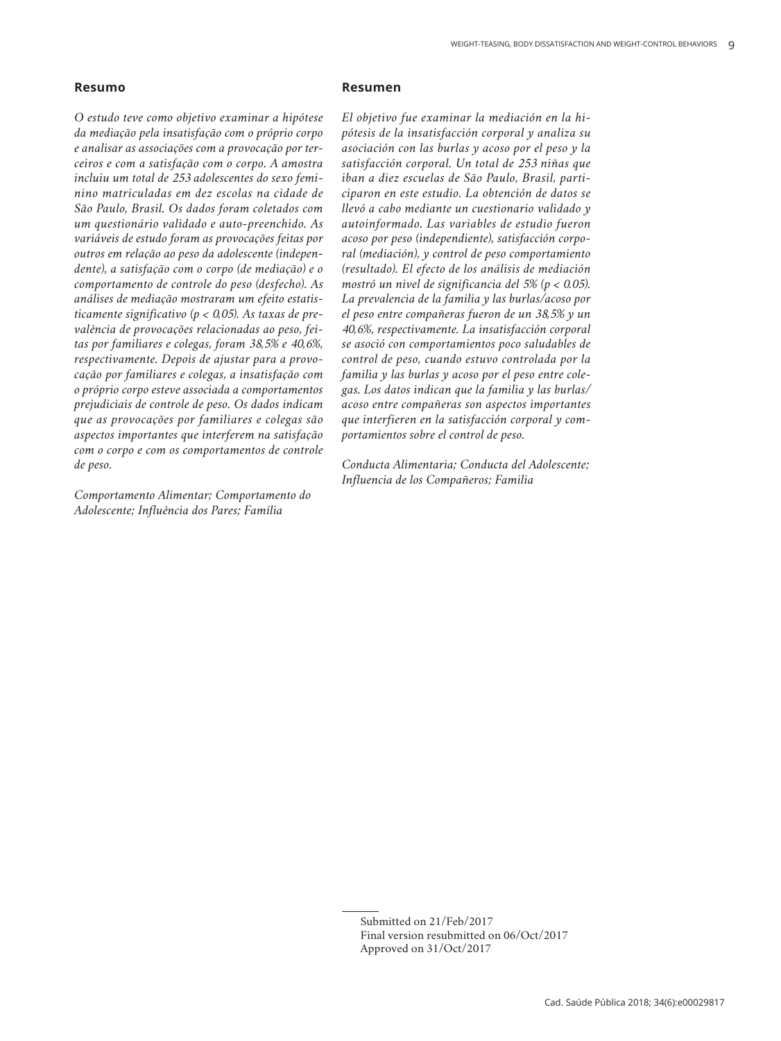## Resumo

*O estudo teve como objetivo examinar a hipótese da mediação pela insatisfação com o próprio corpo e analisar as associações com a provocação por terceiros e com a satisfação com o corpo. A amostra incluiu um total de 253 adolescentes do sexo feminino matriculadas em dez escolas na cidade de São Paulo, Brasil. Os dados foram coletados com um questionário validado e auto-preenchido. As variáveis de estudo foram as provocações feitas por outros em relação ao peso da adolescente (independente), a satisfação com o corpo (de mediação) e o comportamento de controle do peso (desfecho). As análises de mediação mostraram um efeito estatisticamente significativo ($p < 0{,}05$). As taxas de prevalência de provocações relacionadas ao peso, feitas por familiares e colegas, foram 38,5% e 40,6%, respectivamente. Depois de ajustar para a provocação por familiares e colegas, a insatisfação com o próprio corpo esteve associada a comportamentos prejudiciais de controle de peso. Os dados indicam que as provocações por familiares e colegas são aspectos importantes que interferem na satisfação com o corpo e com os comportamentos de controle de peso.*

*Comportamento Alimentar; Comportamento do Adolescente; Influência dos Pares; Família*

## Resumen

*El objetivo fue examinar la mediación en la hipótesis de la insatisfacción corporal y analiza su asociación con las burlas y acoso por el peso y la satisfacción corporal. Un total de 253 niñas que iban a diez escuelas de São Paulo, Brasil, participaron en este estudio. La obtención de datos se llevó a cabo mediante un cuestionario validado y autoinformado. Las variables de estudio fueron acoso por peso (independiente), satisfacción corporal (mediación), y control de peso comportamiento (resultado). El efecto de los análisis de mediación mostró un nivel de significancia del 5% ($p < 0.05$). La prevalencia de la familia y las burlas/acoso por el peso entre compañeras fueron de un 38,5% y un 40,6%, respectivamente. La insatisfacción corporal se asoció con comportamientos poco saludables de control de peso, cuando estuvo controlada por la familia y las burlas y acoso por el peso entre colegas. Los datos indican que la familia y las burlas/acoso entre compañeras son aspectos importantes que interfieren en la satisfacción corporal y comportamientos sobre el control de peso.*

*Conducta Alimentaria; Conducta del Adolescente; Influencia de los Compañeros; Familia*

Submitted on 21/Feb/2017
Final version resubmitted on 06/Oct/2017
Approved on 31/Oct/2017